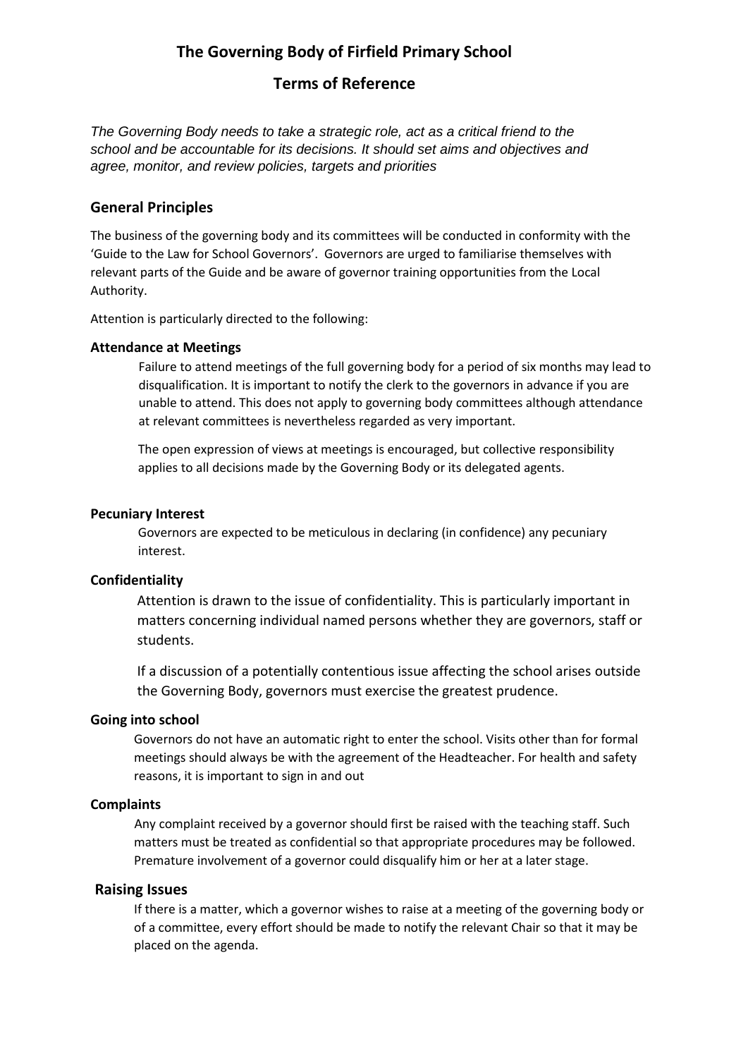# The Governing Body of Firfield Primary School

## Terms of Reference

*The Governing Body needs to take a strategic role, act as a critical friend to the school and be accountable for its decisions. It should set aims and objectives and agree, monitor, and review policies, targets and priorities*

### General Principles

The business of the governing body and its committees will be conducted in conformity with the 'Guide to the Law for School Governors'. Governors are urged to familiarise themselves with relevant parts of the Guide and be aware of governor training opportunities from the Local Authority.

Attention is particularly directed to the following:

#### Attendance at Meetings

Failure to attend meetings of the full governing body for a period of six months may lead to disqualification. It is important to notify the clerk to the governors in advance if you are unable to attend. This does not apply to governing body committees although attendance at relevant committees is nevertheless regarded as very important.

The open expression of views at meetings is encouraged, but collective responsibility applies to all decisions made by the Governing Body or its delegated agents.

#### Pecuniary Interest

Governors are expected to be meticulous in declaring (in confidence) any pecuniary interest.

#### Confidentiality

Attention is drawn to the issue of confidentiality. This is particularly important in matters concerning individual named persons whether they are governors, staff or students.

If a discussion of a potentially contentious issue affecting the school arises outside the Governing Body, governors must exercise the greatest prudence.

#### Going into school

Governors do not have an automatic right to enter the school. Visits other than for formal meetings should always be with the agreement of the Headteacher. For health and safety reasons, it is important to sign in and out

#### Complaints

Any complaint received by a governor should first be raised with the teaching staff. Such matters must be treated as confidential so that appropriate procedures may be followed. Premature involvement of a governor could disqualify him or her at a later stage.

### Raising Issues

If there is a matter, which a governor wishes to raise at a meeting of the governing body or of a committee, every effort should be made to notify the relevant Chair so that it may be placed on the agenda.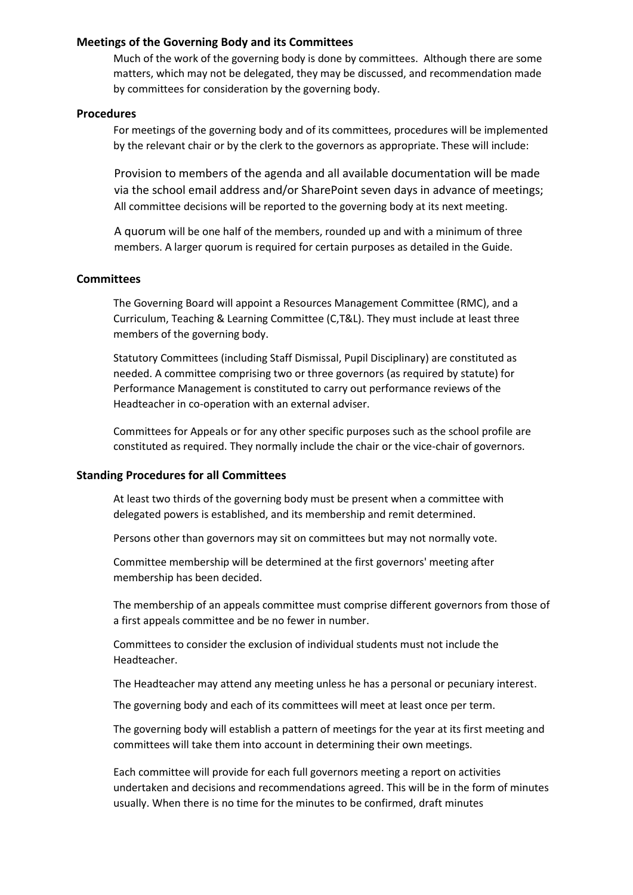### Meetings of the Governing Body and its Committees

Much of the work of the governing body is done by committees. Although there are some matters, which may not be delegated, they may be discussed, and recommendation made by committees for consideration by the governing body.

### Procedures

For meetings of the governing body and of its committees, procedures will be implemented by the relevant chair or by the clerk to the governors as appropriate. These will include:

Provision to members of the agenda and all available documentation will be made via the school email address and/or SharePoint seven days in advance of meetings; All committee decisions will be reported to the governing body at its next meeting.

A quorum will be one half of the members, rounded up and with a minimum of three members. A larger quorum is required for certain purposes as detailed in the Guide.

### Committees

The Governing Board will appoint a Resources Management Committee (RMC), and a Curriculum, Teaching & Learning Committee (C,T&L). They must include at least three members of the governing body.

Statutory Committees (including Staff Dismissal, Pupil Disciplinary) are constituted as needed. A committee comprising two or three governors (as required by statute) for Performance Management is constituted to carry out performance reviews of the Headteacher in co-operation with an external adviser.

Committees for Appeals or for any other specific purposes such as the school profile are constituted as required. They normally include the chair or the vice-chair of governors.

### Standing Procedures for all Committees

At least two thirds of the governing body must be present when a committee with delegated powers is established, and its membership and remit determined.

Persons other than governors may sit on committees but may not normally vote.

Committee membership will be determined at the first governors' meeting after membership has been decided.

The membership of an appeals committee must comprise different governors from those of a first appeals committee and be no fewer in number.

Committees to consider the exclusion of individual students must not include the Headteacher.

The Headteacher may attend any meeting unless he has a personal or pecuniary interest.

The governing body and each of its committees will meet at least once per term.

The governing body will establish a pattern of meetings for the year at its first meeting and committees will take them into account in determining their own meetings.

Each committee will provide for each full governors meeting a report on activities undertaken and decisions and recommendations agreed. This will be in the form of minutes usually. When there is no time for the minutes to be confirmed, draft minutes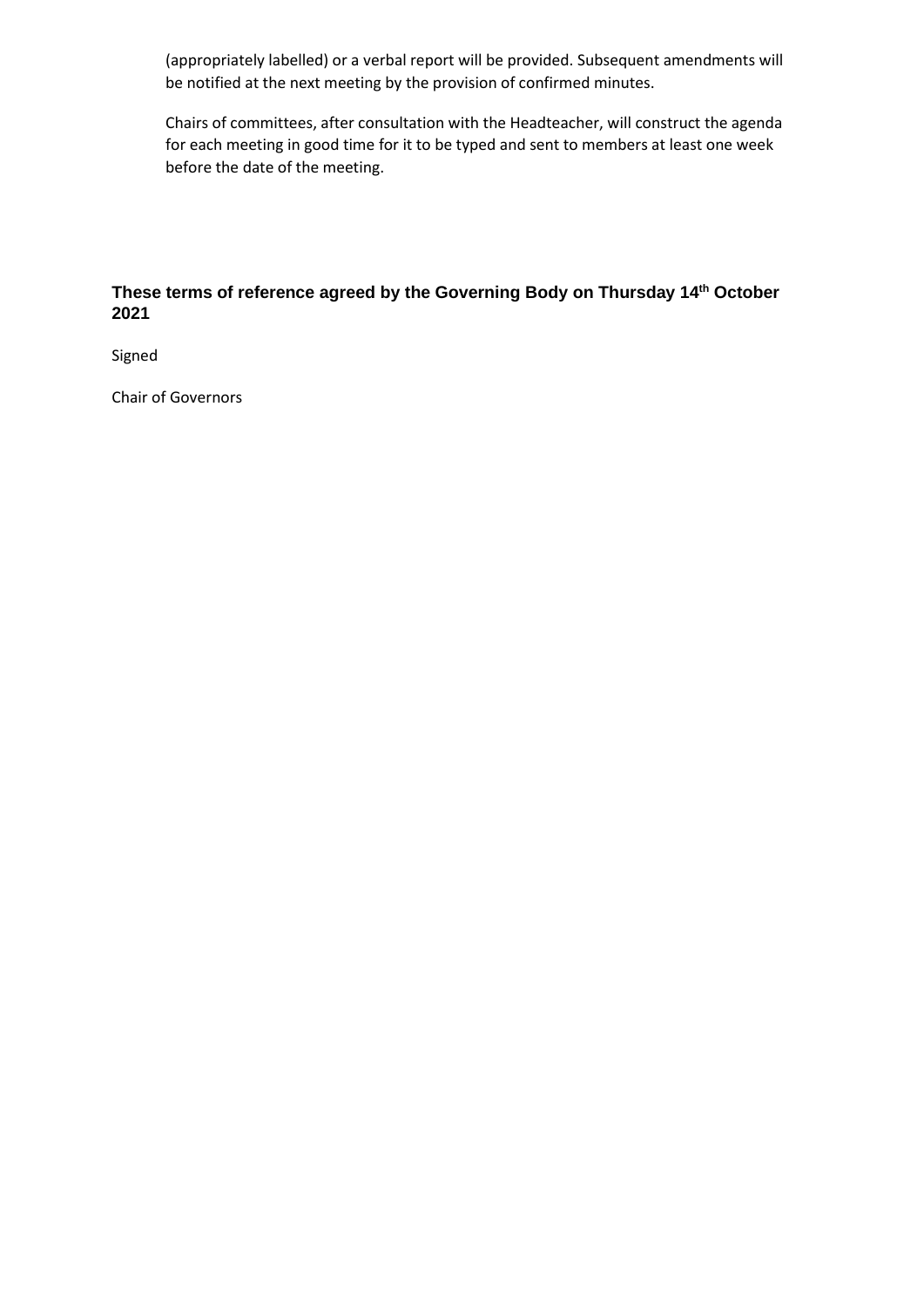(appropriately labelled) or a verbal report will be provided. Subsequent amendments will be notified at the next meeting by the provision of confirmed minutes.

Chairs of committees, after consultation with the Headteacher, will construct the agenda for each meeting in good time for it to be typed and sent to members at least one week before the date of the meeting.

**These terms of reference agreed by the Governing Body on Thursday 14th October 2021**

Signed

Chair of Governors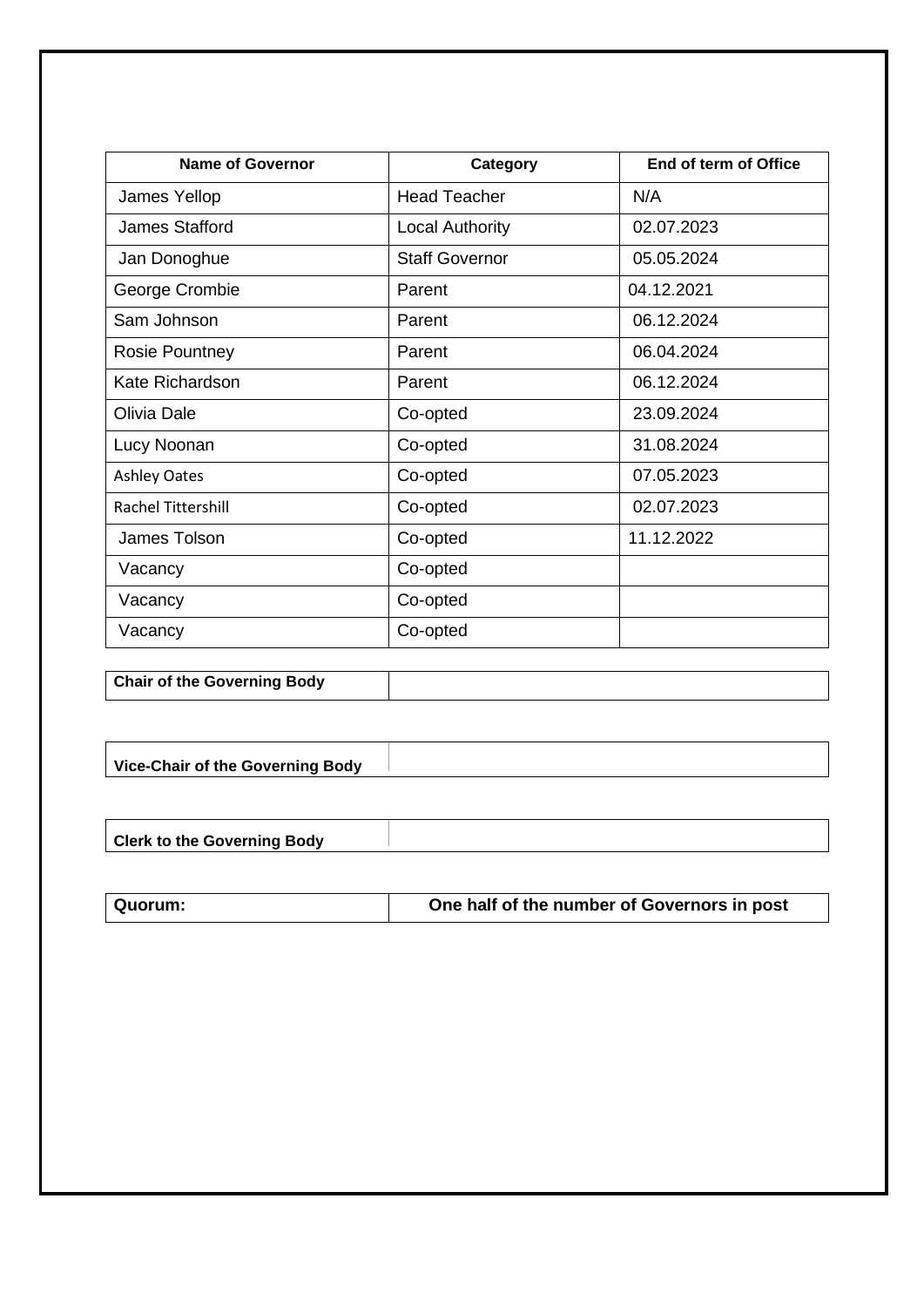| Name of Governor | Category | End of term of Office |
|---|---|---|
| James Yellop | Head Teacher | N/A |
| James Stafford | Local Authority | 02.07.2023 |
| Jan Donoghue | Staff Governor | 05.05.2024 |
| George Crombie | Parent | 04.12.2021 |
| Sam Johnson | Parent | 06.12.2024 |
| Rosie Pountney | Parent | 06.04.2024 |
| Kate Richardson | Parent | 06.12.2024 |
| Olivia Dale | Co-opted | 23.09.2024 |
| Lucy Noonan | Co-opted | 31.08.2024 |
| Ashley Oates | Co-opted | 07.05.2023 |
| Rachel Tittershill | Co-opted | 02.07.2023 |
| James Tolson | Co-opted | 11.12.2022 |
| Vacancy | Co-opted | |
| Vacancy | Co-opted | |
| Vacancy | Co-opted | |

| | |
|---|---|
| **Chair of the Governing Body** | |

| | |
|---|---|
| **Vice-Chair of the Governing Body** | |

| | |
|---|---|
| **Clerk to the Governing Body** | |

| | |
|---|---|
| **Quorum:** | **One half of the number of Governors in post** |